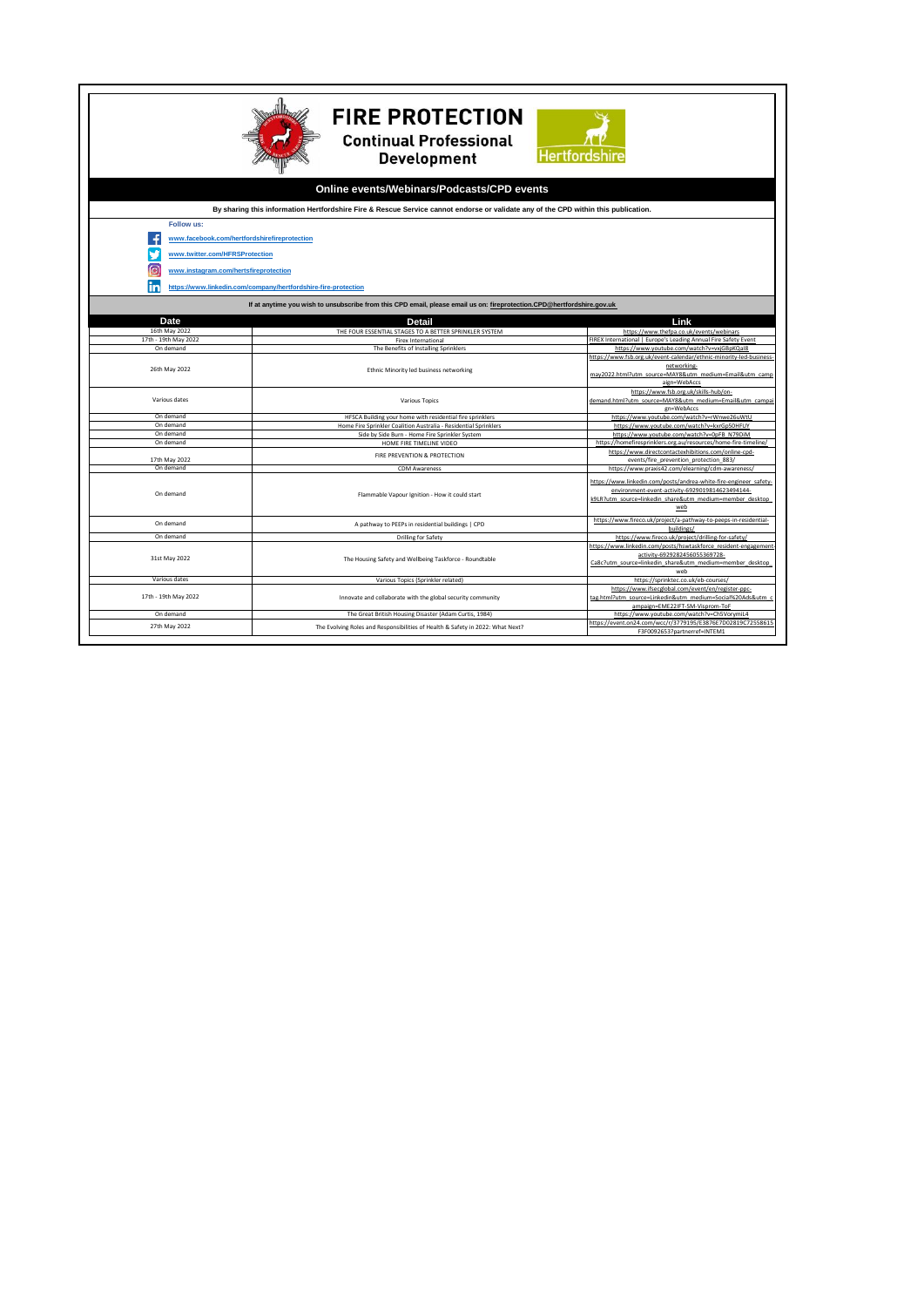# FIRE PROTECTION

## Continual Professional Development

Hertfordshire

## Online events/Webinars/Podcasts/CPD events

**By sharing this information Hertfordshire Fire & Rescue Service cannot endorse or validate any of the CPD within this publication.**

**Follow us:**

- www.facebook.com/hertfordshirefireprotection
- www.twitter.com/HFRSProtection
- www.instagram.com/hertsfireprotection
- https://www.linkedin.com/company/hertfordshire-fire-protection

**If at anytime you wish to unsubscribe from this CPD email, please email us on: fireprotection.CPD@hertfordshire.gov.uk**

| Date | Detail | Link |
|---|---|---|
| 16th May 2022 | THE FOUR ESSENTIAL STAGES TO A BETTER SPRINKLER SYSTEM | https://www.thefpa.co.uk/events/webinars |
| 17th - 19th May 2022 | Firex International | FIREX International \| Europe's Leading Annual Fire Safety Event |
| On demand | The Benefits of Installing Sprinklers | https://www.youtube.com/watch?v=vxjGBpKQal8 |
| 26th May 2022 | Ethnic Minority led business networking | https://www.fsb.org.uk/event-calendar/ethnic-minority-led-business-networking-may2022.html?utm_source=MAY8&utm_medium=Email&utm_campaign=WebAccs |
| Various dates | Various Topics | https://www.fsb.org.uk/skills-hub/on-demand.html?utm_source=MAY8&utm_medium=Email&utm_campaign=WebAccs |
| On demand | HFSCA Building your home with residential fire sprinklers | https://www.youtube.com/watch?v=rWnwe26uWtU |
| On demand | Home Fire Sprinkler Coalition Australia - Residential Sprinklers | https://www.youtube.com/watch?v=kxrGp5OHFUY |
| On demand | Side by Side Burn - Home Fire Sprinkler System | https://www.youtube.com/watch?v=0pFB_N79DiM |
| On demand | HOME FIRE TIMELINE VIDEO | https://homefiresprinklers.org.au/resources/home-fire-timeline/ |
| 17th May 2022 | FIRE PREVENTION & PROTECTION | https://www.directcontactexhibitions.com/online-cpd-events/fire_prevention_protection_883/ |
| On demand | CDM Awareness | https://www.praxis42.com/elearning/cdm-awareness/ |
| On demand | Flammable Vapour Ignition - How it could start | https://www.linkedin.com/posts/andrea-white-fire-engineer_safety-environment-event-activity-6929019814623494144-ii9LR?utm_source=linkedin_share&utm_medium=member_desktop_web |
| On demand | A pathway to PEEPs in residential buildings \| CPD | https://www.fireco.uk/project/a-pathway-to-peeps-in-residential-buildings/ |
| On demand | Drilling for Safety | https://www.fireco.uk/project/drilling-for-safety/ |
| 31st May 2022 | The Housing Safety and Wellbeing Taskforce - Roundtable | https://www.linkedin.com/posts/hswtaskforce_resident-engagement-activity-6929282456055369728-Ca8c?utm_source=linkedin_share&utm_medium=member_desktop_web |
| Various dates | Various Topics (Sprinkler related) | https://sprinktec.co.uk/eb-courses/ |
| 17th - 19th May 2022 | Innovate and collaborate with the global security community | https://www.ifsecglobal.com/event/en/register-ppc-tag.html?utm_source=Linkedin&utm_medium=Social%20Ads&utm_campaign=EME22IFT-SM-Visprom-ToF |
| On demand | The Great British Housing Disaster (Adam Curtis, 1984) | https://www.youtube.com/watch?v=Ch5VorymiL4 |
| 27th May 2022 | The Evolving Roles and Responsibilities of Health & Safety in 2022: What Next? | https://event.on24.com/wcc/r/3779195/E3876E7D02819C72558615F3F0092653?partnerref=INTEM1 |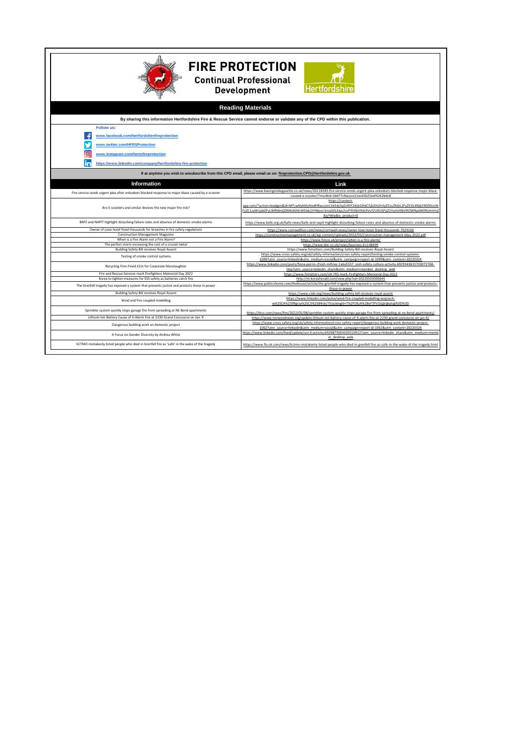# FIRE PROTECTION

**Continual Professional Development**

Hertfordshire

## Reading Materials

**By sharing this information Hertfordshire Fire & Rescue Service cannot endorse or validate any of the CPD within this publication.**

**Follow us:**

- www.facebook.com/hertfordshirefireprotection
- www.twitter.com/HFRSProtection
- www.instagram.com/hertsfireprotection
- https://www.linkedin.com/company/hertfordshire-fire-protection

**If at anytime you wish to unsubscribe from this CPD email, please email us on: fireprotection.CPD@hertfordshire.gov.uk**

| Information | Link |
|---|---|
| Fire service sends urgent plea after onlookers blocked response to major blaze caused by e-scooter | https://www.basingstokegazette.co.uk/news/20118383.fire-service-sends-urgent-plea-onlookers-blocked-response-major-blaze-caused-e-scooter/?msclkid=16677c9acece11ecb5b25eef4162bdc8 |
| Are E-scooters and similar devices the new major fire risk? | https://content-app.com/?action=leadgen&id=MTcwNyMjIyNodHRwczovL3d3dy5pZnNlY2dsb2JhbC5jb20vZmlyZS1uZXdzL2FyZS1lLXNjb290ZXJzLWFuZC1zaW1pbGFyLWRldmljZXMtdGhlLW5ldy1tYWpvci1maXJlLXJpc2svP3V0bV9zb3VyY2U9UGFyZ2VyJnV0bV9tZWRpdW09UmVmZXJyYWw&is_product=0 |
| BAFE and NAPIT highlight disturbing failure rates and absence of domestic smoke alarms | https://www.bafe.org.uk/bafe-news/bafe-and-napit-highlight-disturbing-failure-rates-and-absence-of-domestic-smoke-alarms |
| Owner of Looe hotel fined thousands for breaches in fire safety regulations | https://www.cornwalllive.com/news/cornwall-news/owner-looe-hotel-fined-thousands-7029160 |
| Construction Management Magazine | https://constructionmanagement.co.uk/wp-content/uploads/2022/05/Construction-management-May-2022.pdf |
| When is a Fire Alarm not a Fire Alarm? | https://www.fireco.uk/project/when-is-a-fire-alarm/ |
| The perfect storm increasing the cost of a crucial metal | https://www.bbc.co.uk/news/business-61148499 |
| Building Safety Bill receives Royal Assent | https://www.fsmatters.com/Building-Safety-Bill-receives-Royal-Assent |
| Testing of smoke control systems | https://www.cross-safety.org/uk/safety-information/cross-safety-report/testing-smoke-control-systems-1099?utm_source=linkedin&utm_medium=social&utm_campaign=report-id-1099&utm_content=20220324 |
| Recycling Firm Fined £2m for Corporate Manslaughter | https://www.linkedin.com/posts/fiona-perrin-cfiosh-mifiree-1a6a5557_iosh-safety-culture-activity-6929343631703072768-i3ey?utm_source=linkedin_share&utm_medium=member_desktop_web |
| Fire and Rescue Services mark Firefighters Memorial Day 2022 | https://www.fsmatters.com/UK-FRS-mark-Firefighters-Memorial-Day-2022 |
| Korea to tighten measures for ESS safety as batteries catch fire | http://m.koreaherald.com/view.php?ud=20220503000645 |
| The Grenfell tragedy has exposed a system that prevents justice and protects those in power | https://www.politicshome.com/thehouse/article/the-grenfell-tragedy-has-exposed-a-system-that-prevents-justice-and-protects-those-in-power |
| Building Safety Bill receives Royal Assent | https://www.ciob.org/news/building-safety-bill-receives-royal-assent |
| Wind and Fire coupled modelling | https://www.linkedin.com/pulse/wind-fire-coupled-modelling-wojciech-w%25C4%2599grzy%25C5%2584ski/?trackingId=T%2FOlLiA%2BvFTPV1GgVgkpUg%3D%3D |
| Sprinkler system quickly stops garage fire from spreading at NE Bend apartments | https://ktvz.com/news/fire/2022/05/08/sprinkler-system-quickly-stops-garage-fire-from-spreading-at-ne-bend-apartments/ |
| Lithium-Ion Battery Cause of 4-Alarm Fire at 2230 Grand Concourse on Jan. 9 | https://www.norwoodnews.org/update-lithium-ion-battery-cause-of-4-alarm-fire-at-2230-grand-concourse-on-jan-9/ |
| Dangerous building work on domestic project | https://www.cross-safety.org/uk/safety-information/cross-safety-report/dangerous-building-work-domestic-project-1062?utm_source=linkedin&utm_medium=social&utm_campaign=report-id-1062&utm_content=20220324 |
| A Focus on Gender Diversity by Andrea White | https://www.linkedin.com/feed/update/urn:li:activity:6929873004105510912?utm_source=linkedin_share&utm_medium=member_desktop_web |
| KCTMO mistakenly listed people who died in Grenfell fire as 'safe' in the wake of the tragedy | https://www.fia.uk.com/news/kctmo-mistakenly-listed-people-who-died-in-grenfell-fire-as-safe-in-the-wake-of-the-tragedy.html |